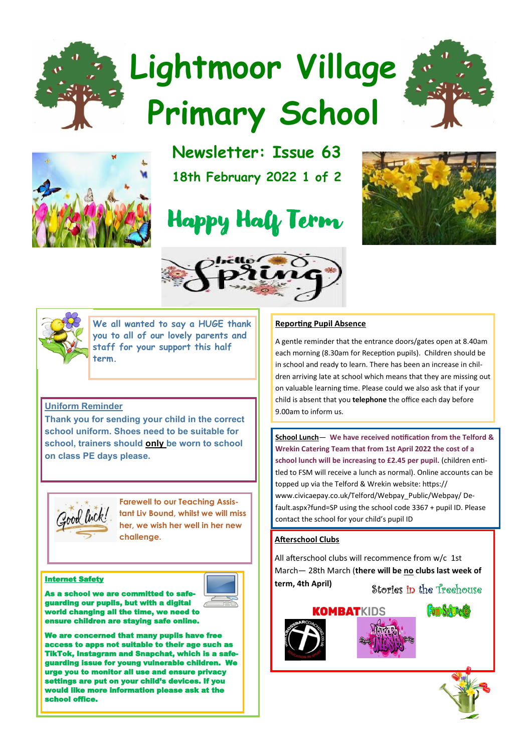# Lightmoor Village Primary School

## Newsletter: Issue 63

18th February 2022 1 of 2

## Happy Half Term

hello Spring

We all wanted to say a HUGE thank you to all of our lovely parents and staff for your support this half term.

### Uniform Reminder

**Thank you for sending your child in the correct school uniform. Shoes need to be suitable for school, trainers should only be worn to school on class PE days please.**

Good luck!

Farewell to our Teaching Assistant Liv Bound, whilst we will miss her, we wish her well in her new challenge.

### Internet Safety

**As a school we are committed to safeguarding our pupils, but with a digital world changing all the time, we need to ensure children are staying safe online.**

**We are concerned that many pupils have free access to apps not suitable to their age such as TikTok, Instagram and Snapchat, which is a safeguarding issue for young vulnerable children. We urge you to monitor all use and ensure privacy settings are put on your child's devices. If you would like more information please ask at the school office.**

### Reporting Pupil Absence

A gentle reminder that the entrance doors/gates open at 8.40am each morning (8.30am for Reception pupils). Children should be in school and ready to learn. There has been an increase in children arriving late at school which means that they are missing out on valuable learning time. Please could we also ask that if your child is absent that you **telephone** the office each day before 9.00am to inform us.

**School Lunch**— **We have received notification from the Telford & Wrekin Catering Team that from 1st April 2022 the cost of a school lunch will be increasing to £2.45 per pupil.** (children entitled to FSM will receive a lunch as normal). Online accounts can be topped up via the Telford & Wrekin website: https://www.civicaepay.co.uk/Telford/Webpay_Public/Webpay/ Default.aspx?fund=SP using the school code 3367 + pupil ID. Please contact the school for your child's pupil ID

### Afterschool Clubs

All afterschool clubs will recommence from w/c 1st March— 28th March (**there will be no clubs last week of term, 4th April)**

Stories in the Treehouse

KOMBATKIDS

Fun Science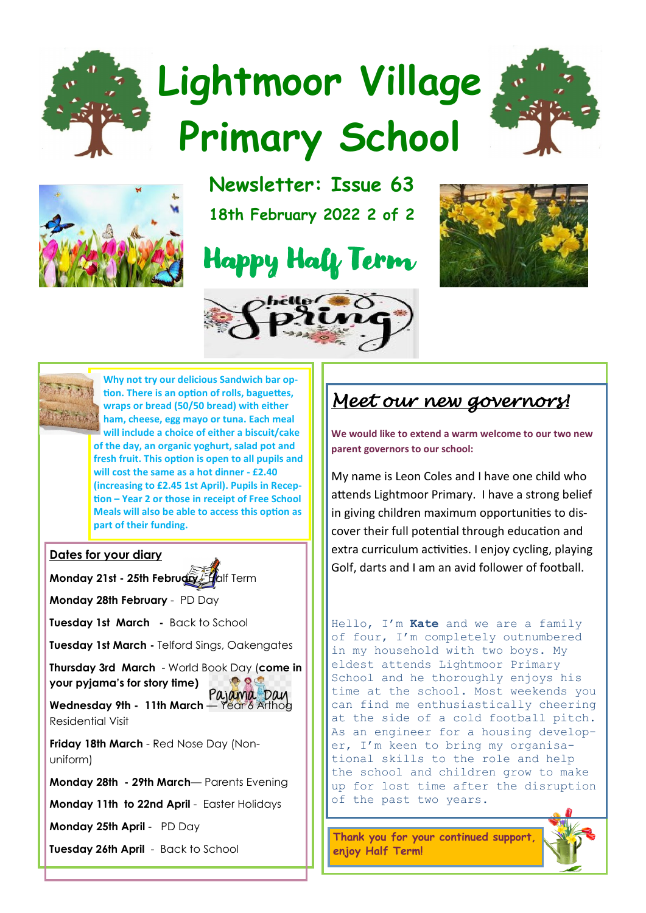# Lightmoor Village Primary School

## Newsletter: Issue 63

**18th February 2022 2 of 2**

## Happy Half Term

hello Spring

**Why not try our delicious Sandwich bar option. There is an option of rolls, baguettes, wraps or bread (50/50 bread) with either ham, cheese, egg mayo or tuna. Each meal will include a choice of either a biscuit/cake of the day, an organic yoghurt, salad pot and fresh fruit. This option is open to all pupils and will cost the same as a hot dinner - £2.40 (increasing to £2.45 1st April). Pupils in Reception – Year 2 or those in receipt of Free School Meals will also be able to access this option as part of their funding.**

### Dates for your diary

**Monday 21st - 25th February** - Half Term

**Monday 28th February** - PD Day

**Tuesday 1st March** - Back to School

**Tuesday 1st March -** Telford Sings, Oakengates

**Thursday 3rd March** - World Book Day (**come in your pyjama's for story time)**

Pajama Day

**Wednesday 9th - 11th March** — Year 6 Arthog Residential Visit

**Friday 18th March** - Red Nose Day (Non-uniform)

**Monday 28th - 29th March**— Parents Evening

**Monday 11th to 22nd April** - Easter Holidays

**Monday 25th April** - PD Day

**Tuesday 26th April** - Back to School

## *Meet our new governors!*

**We would like to extend a warm welcome to our two new parent governors to our school:**

My name is Leon Coles and I have one child who attends Lightmoor Primary. I have a strong belief in giving children maximum opportunities to discover their full potential through education and extra curriculum activities. I enjoy cycling, playing Golf, darts and I am an avid follower of football.

Hello, I'm **Kate** and we are a family of four, I'm completely outnumbered in my household with two boys. My eldest attends Lightmoor Primary School and he thoroughly enjoys his time at the school. Most weekends you can find me enthusiastically cheering at the side of a cold football pitch. As an engineer for a housing developer, I'm keen to bring my organisational skills to the role and help the school and children grow to make up for lost time after the disruption of the past two years.

**Thank you for your continued support, enjoy Half Term!**